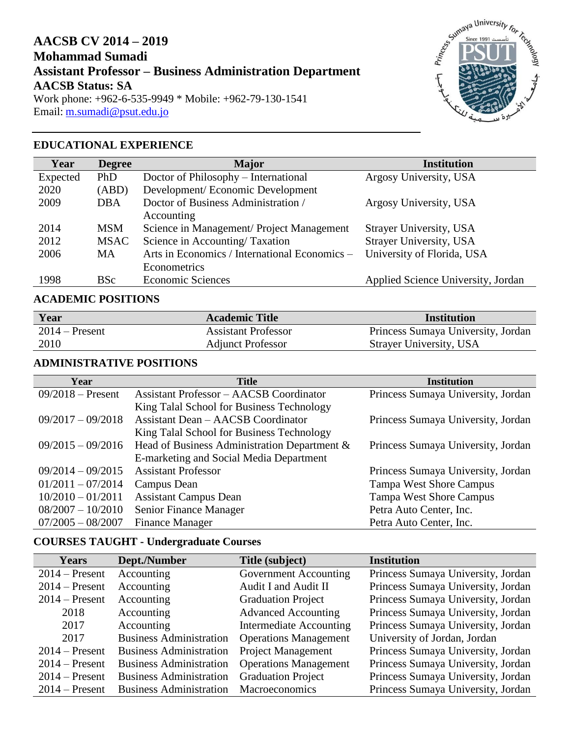# AACSB CV 2014 – 2019
# Mohammad Sumadi
# Assistant Professor – Business Administration Department
# AACSB Status: SA

Work phone: +962-6-535-9949 * Mobile: +962-79-130-1541
Email: m.sumadi@psut.edu.jo

## EDUCATIONAL EXPERIENCE

| Year | Degree | Major | Institution |
| --- | --- | --- | --- |
| Expected 2020 | PhD (ABD) | Doctor of Philosophy – International Development/ Economic Development | Argosy University, USA |
| 2009 | DBA | Doctor of Business Administration / Accounting | Argosy University, USA |
| 2014 | MSM | Science in Management/ Project Management | Strayer University, USA |
| 2012 | MSAC | Science in Accounting/ Taxation | Strayer University, USA |
| 2006 | MA | Arts in Economics / International Economics – Econometrics | University of Florida, USA |
| 1998 | BSc | Economic Sciences | Applied Science University, Jordan |

## ACADEMIC POSITIONS

| Year | Academic Title | Institution |
| --- | --- | --- |
| 2014 – Present | Assistant Professor | Princess Sumaya University, Jordan |
| 2010 | Adjunct Professor | Strayer University, USA |

## ADMINISTRATIVE POSITIONS

| Year | Title | Institution |
| --- | --- | --- |
| 09/2018 – Present | Assistant Professor – AACSB Coordinator King Talal School for Business Technology | Princess Sumaya University, Jordan |
| 09/2017 – 09/2018 | Assistant Dean – AACSB Coordinator King Talal School for Business Technology | Princess Sumaya University, Jordan |
| 09/2015 – 09/2016 | Head of Business Administration Department & E-marketing and Social Media Department | Princess Sumaya University, Jordan |
| 09/2014 – 09/2015 | Assistant Professor | Princess Sumaya University, Jordan |
| 01/2011 – 07/2014 | Campus Dean | Tampa West Shore Campus |
| 10/2010 – 01/2011 | Assistant Campus Dean | Tampa West Shore Campus |
| 08/2007 – 10/2010 | Senior Finance Manager | Petra Auto Center, Inc. |
| 07/2005 – 08/2007 | Finance Manager | Petra Auto Center, Inc. |

## COURSES TAUGHT - Undergraduate Courses

| Years | Dept./Number | Title (subject) | Institution |
| --- | --- | --- | --- |
| 2014 – Present | Accounting | Government Accounting | Princess Sumaya University, Jordan |
| 2014 – Present | Accounting | Audit I and Audit II | Princess Sumaya University, Jordan |
| 2014 – Present | Accounting | Graduation Project | Princess Sumaya University, Jordan |
| 2018 | Accounting | Advanced Accounting | Princess Sumaya University, Jordan |
| 2017 | Accounting | Intermediate Accounting | Princess Sumaya University, Jordan |
| 2017 | Business Administration | Operations Management | University of Jordan, Jordan |
| 2014 – Present | Business Administration | Project Management | Princess Sumaya University, Jordan |
| 2014 – Present | Business Administration | Operations Management | Princess Sumaya University, Jordan |
| 2014 – Present | Business Administration | Graduation Project | Princess Sumaya University, Jordan |
| 2014 – Present | Business Administration | Macroeconomics | Princess Sumaya University, Jordan |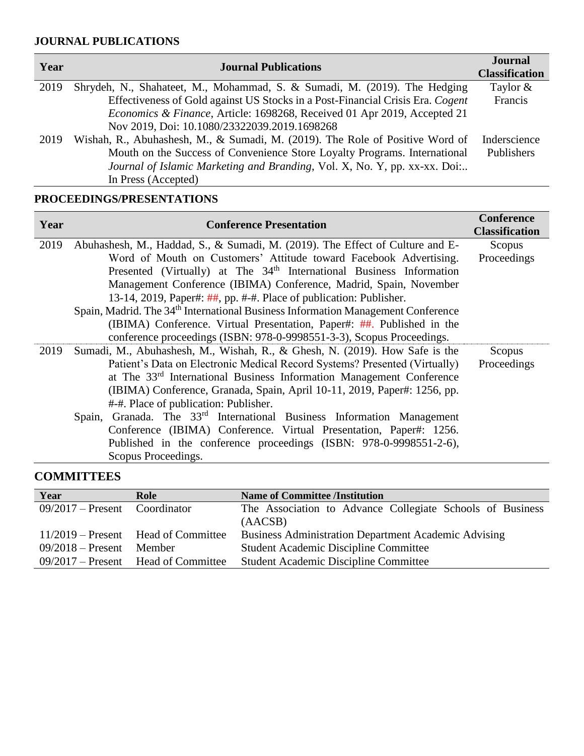## JOURNAL PUBLICATIONS

| Year | Journal Publications | Journal Classification |
|---|---|---|
| 2019 | Shrydeh, N., Shahateet, M., Mohammad, S. & Sumadi, M. (2019). The Hedging Effectiveness of Gold against US Stocks in a Post-Financial Crisis Era. *Cogent Economics & Finance*, Article: 1698268, Received 01 Apr 2019, Accepted 21 Nov 2019, Doi: 10.1080/23322039.2019.1698268 | Taylor & Francis |
| 2019 | Wishah, R., Abuhashesh, M., & Sumadi, M. (2019). The Role of Positive Word of Mouth on the Success of Convenience Store Loyalty Programs. International *Journal of Islamic Marketing and Branding*, Vol. X, No. Y, pp. xx-xx. Doi:.. In Press (Accepted) | Inderscience Publishers |

## PROCEEDINGS/PRESENTATIONS

| Year | Conference Presentation | Conference Classification |
|---|---|---|
| 2019 | Abuhashesh, M., Haddad, S., & Sumadi, M. (2019). The Effect of Culture and E-Word of Mouth on Customers' Attitude toward Facebook Advertising. Presented (Virtually) at The 34th International Business Information Management Conference (IBIMA) Conference, Madrid, Spain, November 13-14, 2019, Paper#: ##, pp. #-#. Place of publication: Publisher. Spain, Madrid. The 34th International Business Information Management Conference (IBIMA) Conference. Virtual Presentation, Paper#: ##. Published in the conference proceedings (ISBN: 978-0-9998551-3-3), Scopus Proceedings. | Scopus Proceedings |
| 2019 | Sumadi, M., Abuhashesh, M., Wishah, R., & Ghesh, N. (2019). How Safe is the Patient's Data on Electronic Medical Record Systems? Presented (Virtually) at The 33rd International Business Information Management Conference (IBIMA) Conference, Granada, Spain, April 10-11, 2019, Paper#: 1256, pp. #-#. Place of publication: Publisher. Spain, Granada. The 33rd International Business Information Management Conference (IBIMA) Conference. Virtual Presentation, Paper#: 1256. Published in the conference proceedings (ISBN: 978-0-9998551-2-6), Scopus Proceedings. | Scopus Proceedings |

## COMMITTEES

| Year | Role | Name of Committee /Institution |
|---|---|---|
| 09/2017 – Present | Coordinator | The Association to Advance Collegiate Schools of Business (AACSB) |
| 11/2019 – Present | Head of Committee | Business Administration Department Academic Advising |
| 09/2018 – Present | Member | Student Academic Discipline Committee |
| 09/2017 – Present | Head of Committee | Student Academic Discipline Committee |